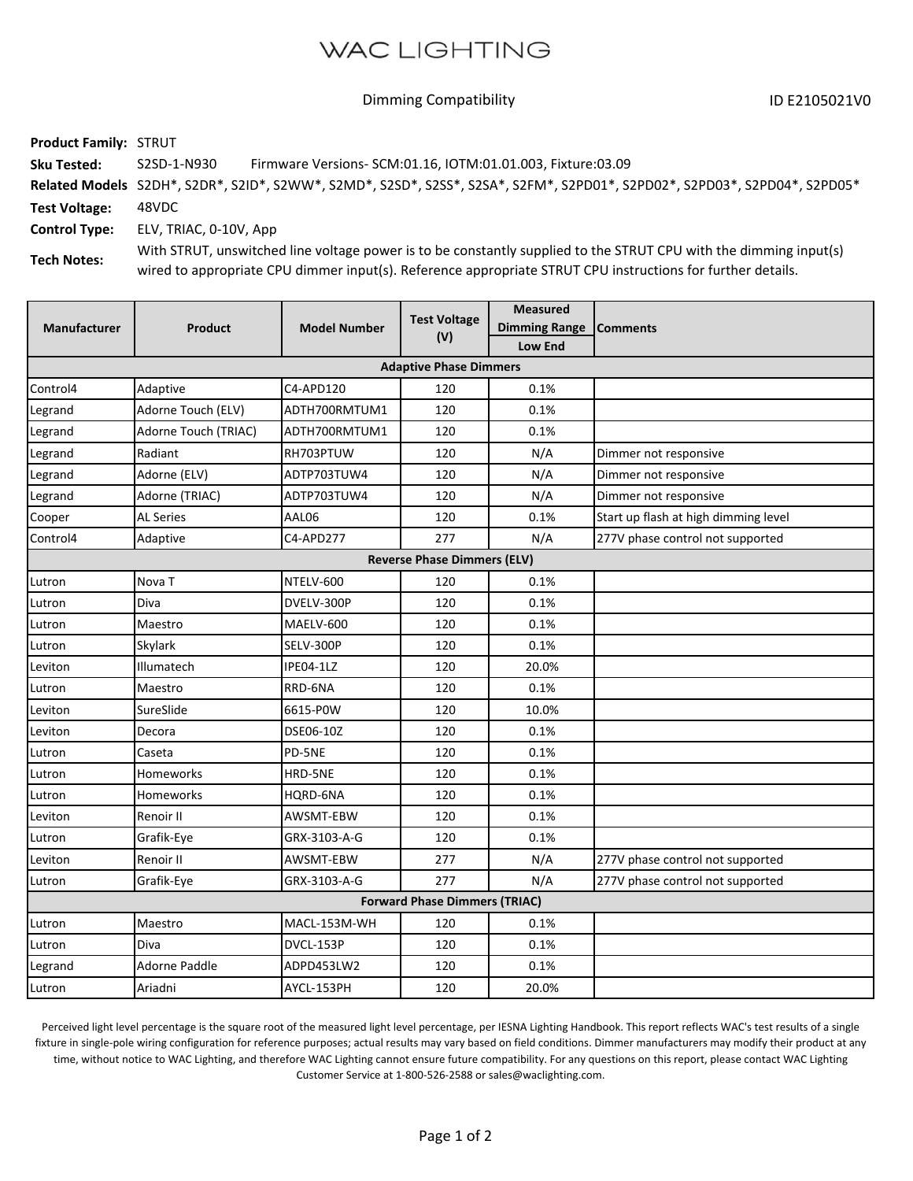# WAC LIGHTING

Dimming Compatibility

ID E2105021V0

**Product Family:** STRUT

**Sku Tested:** S2SD-1-N930 Firmware Versions- SCM:01.16, IOTM:01.01.003, Fixture:03.09

**Related Models** S2DH*, S2DR*, S2ID*, S2WW*, S2MD*, S2SD*, S2SS*, S2SA*, S2FM*, S2PD01*, S2PD02*, S2PD03*, S2PD04*, S2PD05*

**Test Voltage:** 48VDC

**Control Type:** ELV, TRIAC, 0-10V, App

**Tech Notes:** With STRUT, unswitched line voltage power is to be constantly supplied to the STRUT CPU with the dimming input(s) wired to appropriate CPU dimmer input(s). Reference appropriate STRUT CPU instructions for further details.

| Manufacturer | Product | Model Number | Test Voltage (V) | Measured Dimming Range | Comments |
|---|---|---|---|---|---|
| | | | | Low End | |
| **Adaptive Phase Dimmers** | | | | | |
| Control4 | Adaptive | C4-APD120 | 120 | 0.1% | |
| Legrand | Adorne Touch (ELV) | ADTH700RMTUM1 | 120 | 0.1% | |
| Legrand | Adorne Touch (TRIAC) | ADTH700RMTUM1 | 120 | 0.1% | |
| Legrand | Radiant | RH703PTUW | 120 | N/A | Dimmer not responsive |
| Legrand | Adorne (ELV) | ADTP703TUW4 | 120 | N/A | Dimmer not responsive |
| Legrand | Adorne (TRIAC) | ADTP703TUW4 | 120 | N/A | Dimmer not responsive |
| Cooper | AL Series | AAL06 | 120 | 0.1% | Start up flash at high dimming level |
| Control4 | Adaptive | C4-APD277 | 277 | N/A | 277V phase control not supported |
| **Reverse Phase Dimmers (ELV)** | | | | | |
| Lutron | Nova T | NTELV-600 | 120 | 0.1% | |
| Lutron | Diva | DVELV-300P | 120 | 0.1% | |
| Lutron | Maestro | MAELV-600 | 120 | 0.1% | |
| Lutron | Skylark | SELV-300P | 120 | 0.1% | |
| Leviton | Illumatech | IPE04-1LZ | 120 | 20.0% | |
| Lutron | Maestro | RRD-6NA | 120 | 0.1% | |
| Leviton | SureSlide | 6615-P0W | 120 | 10.0% | |
| Leviton | Decora | DSE06-10Z | 120 | 0.1% | |
| Lutron | Caseta | PD-5NE | 120 | 0.1% | |
| Lutron | Homeworks | HRD-5NE | 120 | 0.1% | |
| Lutron | Homeworks | HQRD-6NA | 120 | 0.1% | |
| Leviton | Renoir II | AWSMT-EBW | 120 | 0.1% | |
| Lutron | Grafik-Eye | GRX-3103-A-G | 120 | 0.1% | |
| Leviton | Renoir II | AWSMT-EBW | 277 | N/A | 277V phase control not supported |
| Lutron | Grafik-Eye | GRX-3103-A-G | 277 | N/A | 277V phase control not supported |
| **Forward Phase Dimmers (TRIAC)** | | | | | |
| Lutron | Maestro | MACL-153M-WH | 120 | 0.1% | |
| Lutron | Diva | DVCL-153P | 120 | 0.1% | |
| Legrand | Adorne Paddle | ADPD453LW2 | 120 | 0.1% | |
| Lutron | Ariadni | AYCL-153PH | 120 | 20.0% | |

Perceived light level percentage is the square root of the measured light level percentage, per IESNA Lighting Handbook. This report reflects WAC's test results of a single fixture in single-pole wiring configuration for reference purposes; actual results may vary based on field conditions. Dimmer manufacturers may modify their product at any time, without notice to WAC Lighting, and therefore WAC Lighting cannot ensure future compatibility. For any questions on this report, please contact WAC Lighting Customer Service at 1-800-526-2588 or sales@waclighting.com.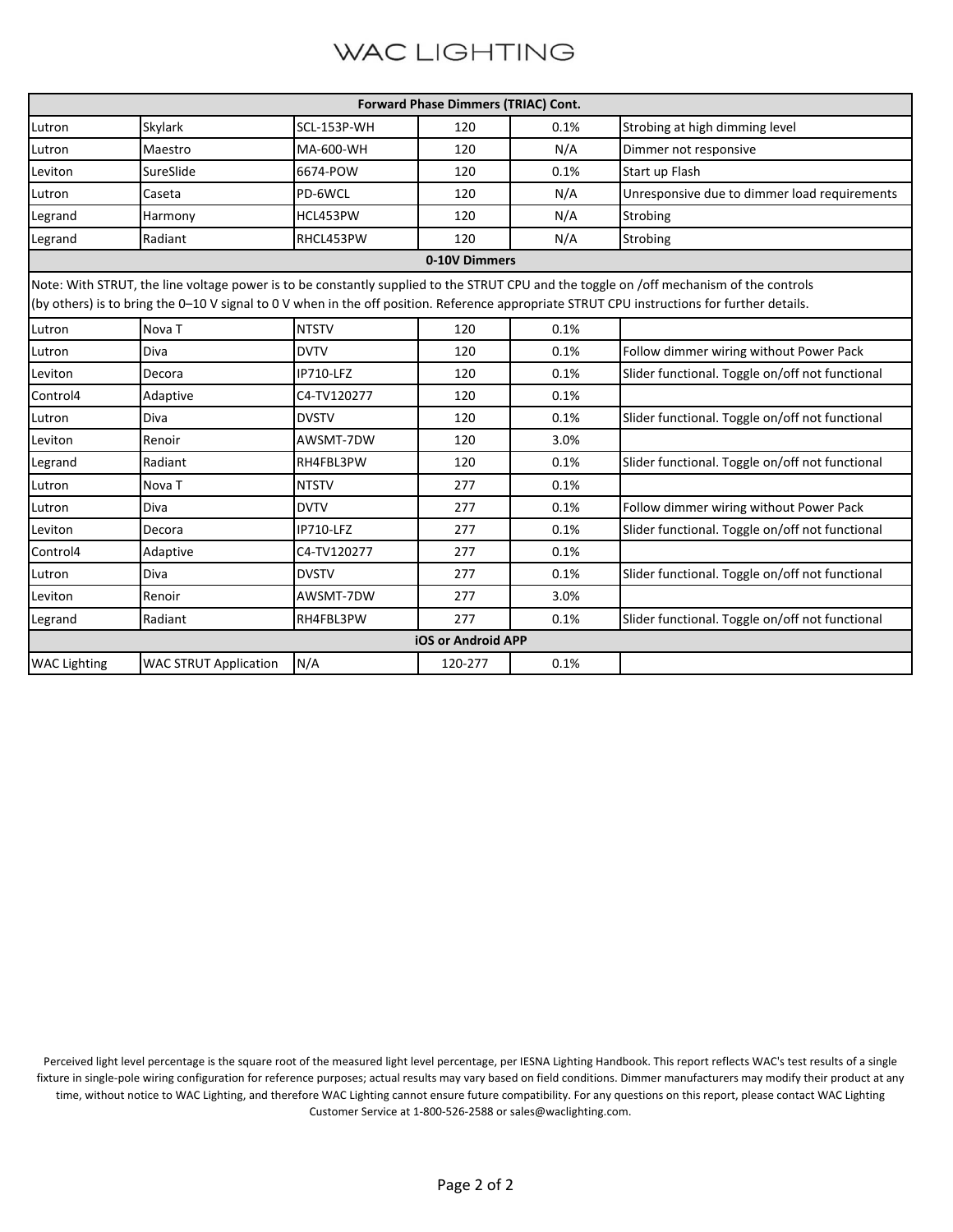| | | | | | |
|---|---|---|---|---|---|
| **Forward Phase Dimmers (TRIAC) Cont.** | | | | | |
| Lutron | Skylark | SCL-153P-WH | 120 | 0.1% | Strobing at high dimming level |
| Lutron | Maestro | MA-600-WH | 120 | N/A | Dimmer not responsive |
| Leviton | SureSlide | 6674-POW | 120 | 0.1% | Start up Flash |
| Lutron | Caseta | PD-6WCL | 120 | N/A | Unresponsive due to dimmer load requirements |
| Legrand | Harmony | HCL453PW | 120 | N/A | Strobing |
| Legrand | Radiant | RHCL453PW | 120 | N/A | Strobing |
| **0-10V Dimmers** | | | | | |
| Note: With STRUT, the line voltage power is to be constantly supplied to the STRUT CPU and the toggle on /off mechanism of the controls (by others) is to bring the 0–10 V signal to 0 V when in the off position. Reference appropriate STRUT CPU instructions for further details. | | | | | |
| Lutron | Nova T | NTSTV | 120 | 0.1% | |
| Lutron | Diva | DVTV | 120 | 0.1% | Follow dimmer wiring without Power Pack |
| Leviton | Decora | IP710-LFZ | 120 | 0.1% | Slider functional. Toggle on/off not functional |
| Control4 | Adaptive | C4-TV120277 | 120 | 0.1% | |
| Lutron | Diva | DVSTV | 120 | 0.1% | Slider functional. Toggle on/off not functional |
| Leviton | Renoir | AWSMT-7DW | 120 | 3.0% | |
| Legrand | Radiant | RH4FBL3PW | 120 | 0.1% | Slider functional. Toggle on/off not functional |
| Lutron | Nova T | NTSTV | 277 | 0.1% | |
| Lutron | Diva | DVTV | 277 | 0.1% | Follow dimmer wiring without Power Pack |
| Leviton | Decora | IP710-LFZ | 277 | 0.1% | Slider functional. Toggle on/off not functional |
| Control4 | Adaptive | C4-TV120277 | 277 | 0.1% | |
| Lutron | Diva | DVSTV | 277 | 0.1% | Slider functional. Toggle on/off not functional |
| Leviton | Renoir | AWSMT-7DW | 277 | 3.0% | |
| Legrand | Radiant | RH4FBL3PW | 277 | 0.1% | Slider functional. Toggle on/off not functional |
| **iOS or Android APP** | | | | | |
| WAC Lighting | WAC STRUT Application | N/A | 120-277 | 0.1% | |

Perceived light level percentage is the square root of the measured light level percentage, per IESNA Lighting Handbook. This report reflects WAC's test results of a single fixture in single-pole wiring configuration for reference purposes; actual results may vary based on field conditions. Dimmer manufacturers may modify their product at any time, without notice to WAC Lighting, and therefore WAC Lighting cannot ensure future compatibility. For any questions on this report, please contact WAC Lighting Customer Service at 1-800-526-2588 or sales@waclighting.com.